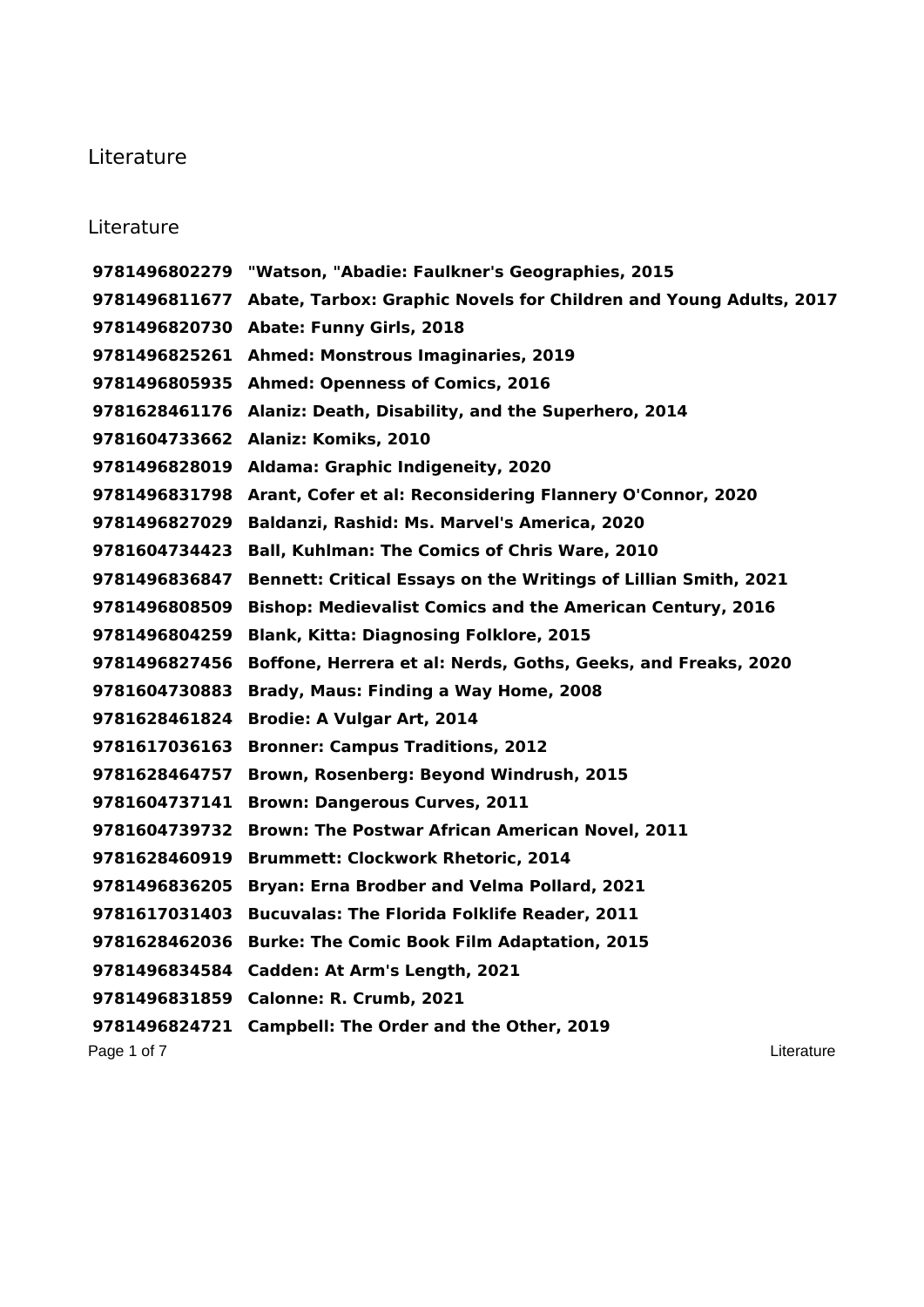# Literature

## Literature

| | |
|---|---|
| **9781496802279** | **"Watson, "Abadie: Faulkner's Geographies, 2015** |
| **9781496811677** | **Abate, Tarbox: Graphic Novels for Children and Young Adults, 2017** |
| **9781496820730** | **Abate: Funny Girls, 2018** |
| **9781496825261** | **Ahmed: Monstrous Imaginaries, 2019** |
| **9781496805935** | **Ahmed: Openness of Comics, 2016** |
| **9781628461176** | **Alaniz: Death, Disability, and the Superhero, 2014** |
| **9781604733662** | **Alaniz: Komiks, 2010** |
| **9781496828019** | **Aldama: Graphic Indigeneity, 2020** |
| **9781496831798** | **Arant, Cofer et al: Reconsidering Flannery O'Connor, 2020** |
| **9781496827029** | **Baldanzi, Rashid: Ms. Marvel's America, 2020** |
| **9781604734423** | **Ball, Kuhlman: The Comics of Chris Ware, 2010** |
| **9781496836847** | **Bennett: Critical Essays on the Writings of Lillian Smith, 2021** |
| **9781496808509** | **Bishop: Medievalist Comics and the American Century, 2016** |
| **9781496804259** | **Blank, Kitta: Diagnosing Folklore, 2015** |
| **9781496827456** | **Boffone, Herrera et al: Nerds, Goths, Geeks, and Freaks, 2020** |
| **9781604730883** | **Brady, Maus: Finding a Way Home, 2008** |
| **9781628461824** | **Brodie: A Vulgar Art, 2014** |
| **9781617036163** | **Bronner: Campus Traditions, 2012** |
| **9781628464757** | **Brown, Rosenberg: Beyond Windrush, 2015** |
| **9781604737141** | **Brown: Dangerous Curves, 2011** |
| **9781604739732** | **Brown: The Postwar African American Novel, 2011** |
| **9781628460919** | **Brummett: Clockwork Rhetoric, 2014** |
| **9781496836205** | **Bryan: Erna Brodber and Velma Pollard, 2021** |
| **9781617031403** | **Bucuvalas: The Florida Folklife Reader, 2011** |
| **9781628462036** | **Burke: The Comic Book Film Adaptation, 2015** |
| **9781496834584** | **Cadden: At Arm's Length, 2021** |
| **9781496831859** | **Calonne: R. Crumb, 2021** |
| **9781496824721** | **Campbell: The Order and the Other, 2019** |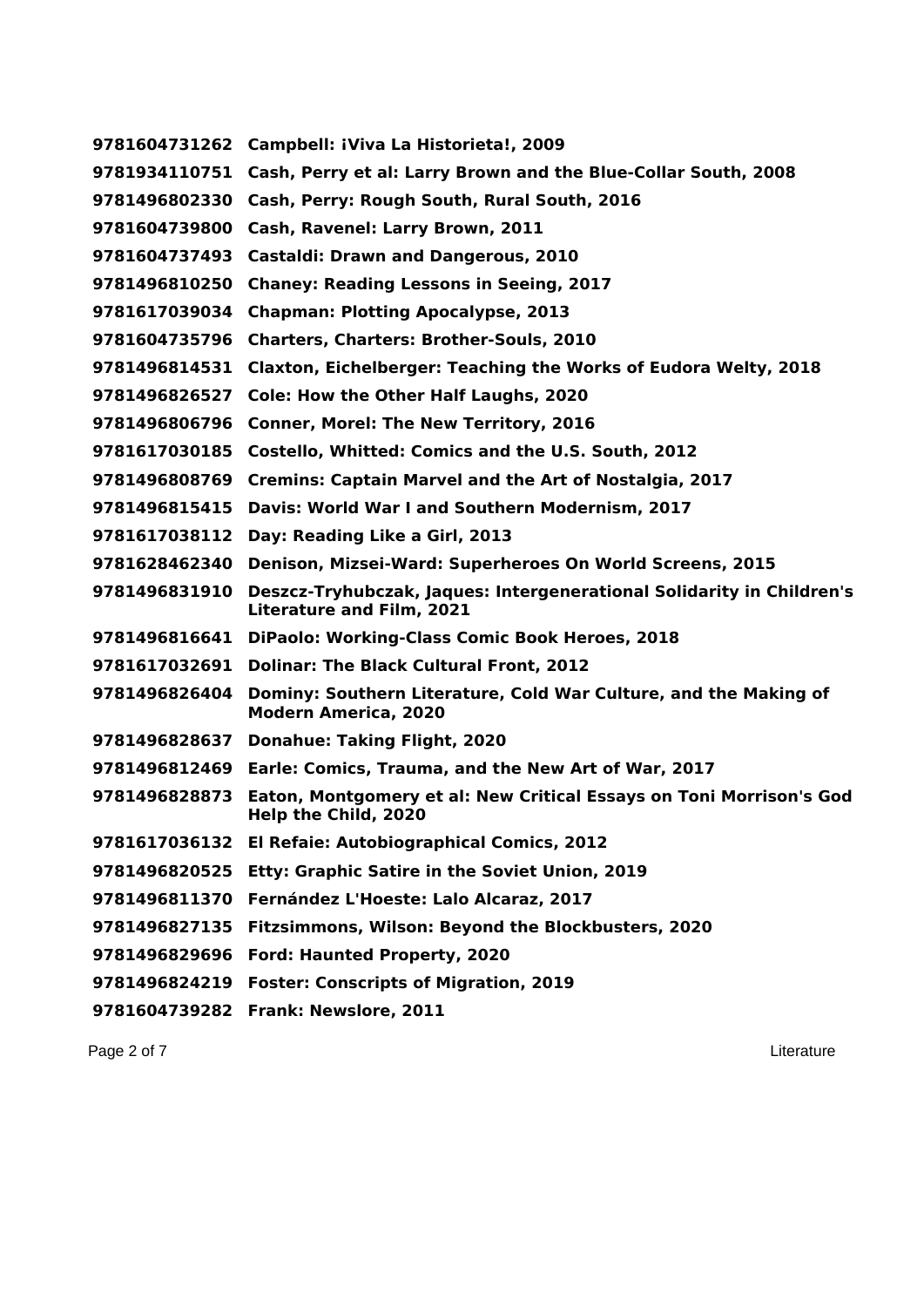**9781604731262 Campbell: ¡Viva La Historieta!, 2009**

**9781934110751 Cash, Perry et al: Larry Brown and the Blue-Collar South, 2008**

**9781496802330 Cash, Perry: Rough South, Rural South, 2016**

**9781604739800 Cash, Ravenel: Larry Brown, 2011**

**9781604737493 Castaldi: Drawn and Dangerous, 2010**

**9781496810250 Chaney: Reading Lessons in Seeing, 2017**

**9781617039034 Chapman: Plotting Apocalypse, 2013**

**9781604735796 Charters, Charters: Brother-Souls, 2010**

**9781496814531 Claxton, Eichelberger: Teaching the Works of Eudora Welty, 2018**

**9781496826527 Cole: How the Other Half Laughs, 2020**

**9781496806796 Conner, Morel: The New Territory, 2016**

**9781617030185 Costello, Whitted: Comics and the U.S. South, 2012**

**9781496808769 Cremins: Captain Marvel and the Art of Nostalgia, 2017**

**9781496815415 Davis: World War I and Southern Modernism, 2017**

**9781617038112 Day: Reading Like a Girl, 2013**

**9781628462340 Denison, Mizsei-Ward: Superheroes On World Screens, 2015**

**9781496831910 Deszcz-Tryhubczak, Jaques: Intergenerational Solidarity in Children's Literature and Film, 2021**

**9781496816641 DiPaolo: Working-Class Comic Book Heroes, 2018**

**9781617032691 Dolinar: The Black Cultural Front, 2012**

**9781496826404 Dominy: Southern Literature, Cold War Culture, and the Making of Modern America, 2020**

**9781496828637 Donahue: Taking Flight, 2020**

**9781496812469 Earle: Comics, Trauma, and the New Art of War, 2017**

**9781496828873 Eaton, Montgomery et al: New Critical Essays on Toni Morrison's God Help the Child, 2020**

**9781617036132 El Refaie: Autobiographical Comics, 2012**

**9781496820525 Etty: Graphic Satire in the Soviet Union, 2019**

**9781496811370 Fernández L'Hoeste: Lalo Alcaraz, 2017**

**9781496827135 Fitzsimmons, Wilson: Beyond the Blockbusters, 2020**

**9781496829696 Ford: Haunted Property, 2020**

**9781496824219 Foster: Conscripts of Migration, 2019**

**9781604739282 Frank: Newslore, 2011**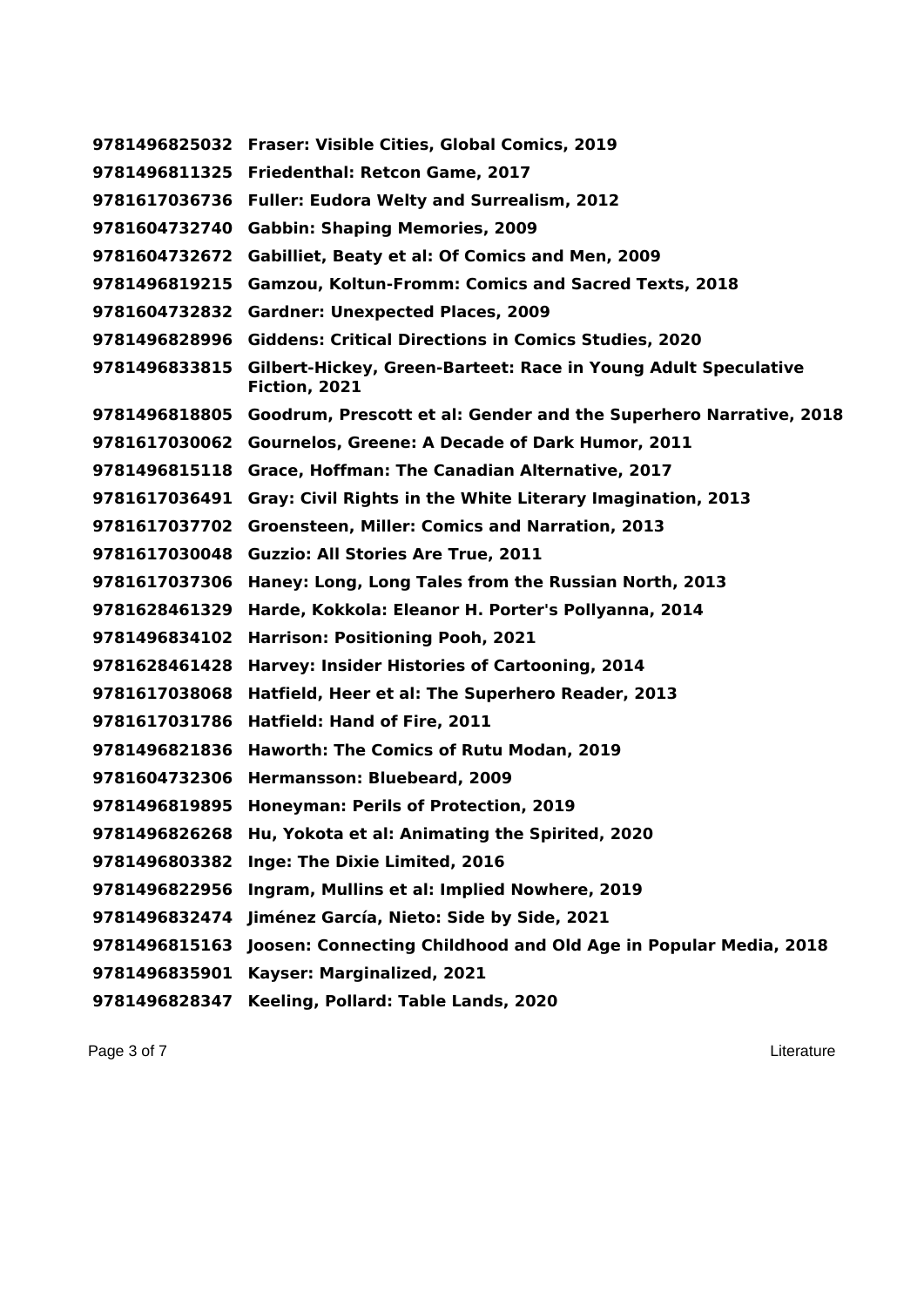**9781496825032 Fraser: Visible Cities, Global Comics, 2019**
**9781496811325 Friedenthal: Retcon Game, 2017**
**9781617036736 Fuller: Eudora Welty and Surrealism, 2012**
**9781604732740 Gabbin: Shaping Memories, 2009**
**9781604732672 Gabilliet, Beaty et al: Of Comics and Men, 2009**
**9781496819215 Gamzou, Koltun-Fromm: Comics and Sacred Texts, 2018**
**9781604732832 Gardner: Unexpected Places, 2009**
**9781496828996 Giddens: Critical Directions in Comics Studies, 2020**
**9781496833815 Gilbert-Hickey, Green-Barteet: Race in Young Adult Speculative Fiction, 2021**
**9781496818805 Goodrum, Prescott et al: Gender and the Superhero Narrative, 2018**
**9781617030062 Gournelos, Greene: A Decade of Dark Humor, 2011**
**9781496815118 Grace, Hoffman: The Canadian Alternative, 2017**
**9781617036491 Gray: Civil Rights in the White Literary Imagination, 2013**
**9781617037702 Groensteen, Miller: Comics and Narration, 2013**
**9781617030048 Guzzio: All Stories Are True, 2011**
**9781617037306 Haney: Long, Long Tales from the Russian North, 2013**
**9781628461329 Harde, Kokkola: Eleanor H. Porter's Pollyanna, 2014**
**9781496834102 Harrison: Positioning Pooh, 2021**
**9781628461428 Harvey: Insider Histories of Cartooning, 2014**
**9781617038068 Hatfield, Heer et al: The Superhero Reader, 2013**
**9781617031786 Hatfield: Hand of Fire, 2011**
**9781496821836 Haworth: The Comics of Rutu Modan, 2019**
**9781604732306 Hermansson: Bluebeard, 2009**
**9781496819895 Honeyman: Perils of Protection, 2019**
**9781496826268 Hu, Yokota et al: Animating the Spirited, 2020**
**9781496803382 Inge: The Dixie Limited, 2016**
**9781496822956 Ingram, Mullins et al: Implied Nowhere, 2019**
**9781496832474 Jiménez García, Nieto: Side by Side, 2021**
**9781496815163 Joosen: Connecting Childhood and Old Age in Popular Media, 2018**
**9781496835901 Kayser: Marginalized, 2021**
**9781496828347 Keeling, Pollard: Table Lands, 2020**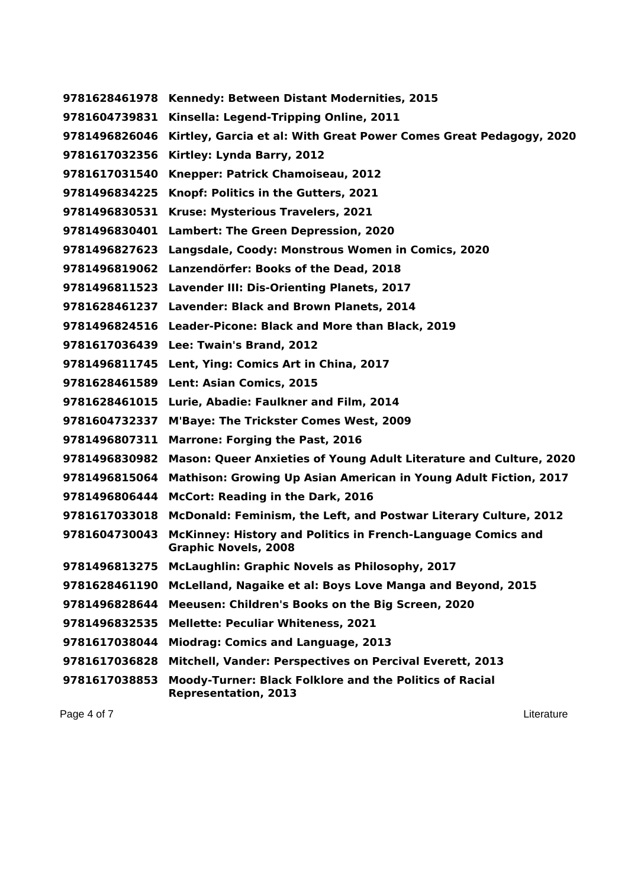**9781628461978 Kennedy: Between Distant Modernities, 2015**
**9781604739831 Kinsella: Legend-Tripping Online, 2011**
**9781496826046 Kirtley, Garcia et al: With Great Power Comes Great Pedagogy, 2020**
**9781617032356 Kirtley: Lynda Barry, 2012**
**9781617031540 Knepper: Patrick Chamoiseau, 2012**
**9781496834225 Knopf: Politics in the Gutters, 2021**
**9781496830531 Kruse: Mysterious Travelers, 2021**
**9781496830401 Lambert: The Green Depression, 2020**
**9781496827623 Langsdale, Coody: Monstrous Women in Comics, 2020**
**9781496819062 Lanzendörfer: Books of the Dead, 2018**
**9781496811523 Lavender III: Dis-Orienting Planets, 2017**
**9781628461237 Lavender: Black and Brown Planets, 2014**
**9781496824516 Leader-Picone: Black and More than Black, 2019**
**9781617036439 Lee: Twain's Brand, 2012**
**9781496811745 Lent, Ying: Comics Art in China, 2017**
**9781628461589 Lent: Asian Comics, 2015**
**9781628461015 Lurie, Abadie: Faulkner and Film, 2014**
**9781604732337 M'Baye: The Trickster Comes West, 2009**
**9781496807311 Marrone: Forging the Past, 2016**
**9781496830982 Mason: Queer Anxieties of Young Adult Literature and Culture, 2020**
**9781496815064 Mathison: Growing Up Asian American in Young Adult Fiction, 2017**
**9781496806444 McCort: Reading in the Dark, 2016**
**9781617033018 McDonald: Feminism, the Left, and Postwar Literary Culture, 2012**
**9781604730043 McKinney: History and Politics in French-Language Comics and Graphic Novels, 2008**
**9781496813275 McLaughlin: Graphic Novels as Philosophy, 2017**
**9781628461190 McLelland, Nagaike et al: Boys Love Manga and Beyond, 2015**
**9781496828644 Meeusen: Children's Books on the Big Screen, 2020**
**9781496832535 Mellette: Peculiar Whiteness, 2021**
**9781617038044 Miodrag: Comics and Language, 2013**
**9781617036828 Mitchell, Vander: Perspectives on Percival Everett, 2013**
**9781617038853 Moody-Turner: Black Folklore and the Politics of Racial Representation, 2013**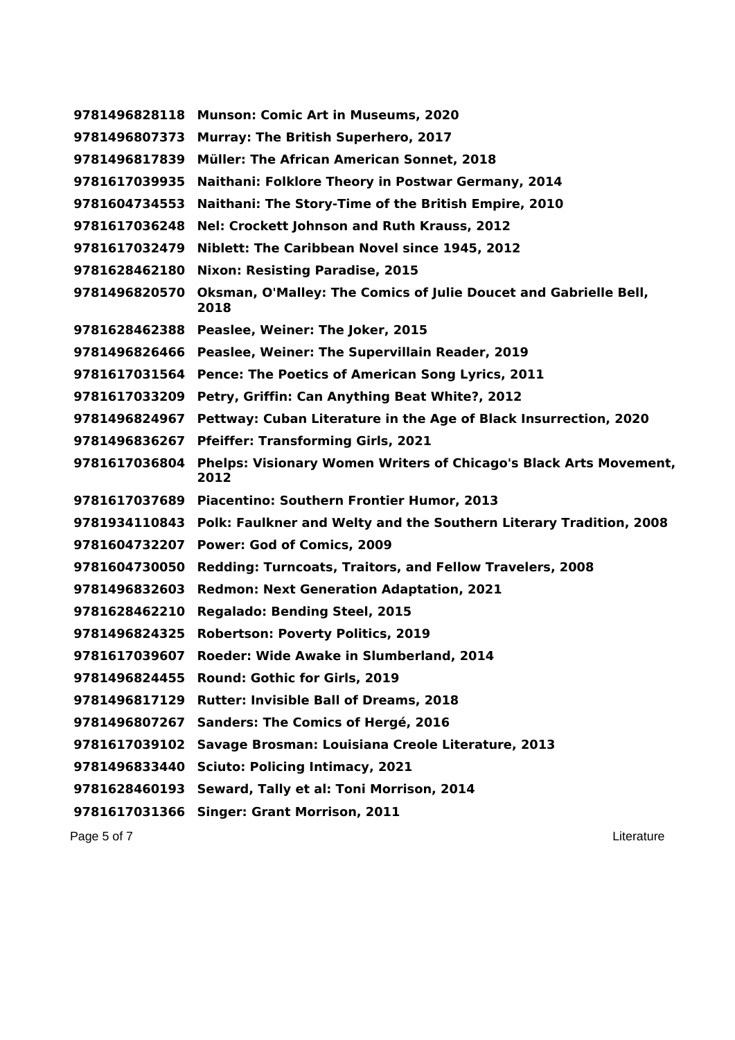**9781496828118 Munson: Comic Art in Museums, 2020**
**9781496807373 Murray: The British Superhero, 2017**
**9781496817839 Müller: The African American Sonnet, 2018**
**9781617039935 Naithani: Folklore Theory in Postwar Germany, 2014**
**9781604734553 Naithani: The Story-Time of the British Empire, 2010**
**9781617036248 Nel: Crockett Johnson and Ruth Krauss, 2012**
**9781617032479 Niblett: The Caribbean Novel since 1945, 2012**
**9781628462180 Nixon: Resisting Paradise, 2015**
**9781496820570 Oksman, O'Malley: The Comics of Julie Doucet and Gabrielle Bell, 2018**
**9781628462388 Peaslee, Weiner: The Joker, 2015**
**9781496826466 Peaslee, Weiner: The Supervillain Reader, 2019**
**9781617031564 Pence: The Poetics of American Song Lyrics, 2011**
**9781617033209 Petry, Griffin: Can Anything Beat White?, 2012**
**9781496824967 Pettway: Cuban Literature in the Age of Black Insurrection, 2020**
**9781496836267 Pfeiffer: Transforming Girls, 2021**
**9781617036804 Phelps: Visionary Women Writers of Chicago's Black Arts Movement, 2012**
**9781617037689 Piacentino: Southern Frontier Humor, 2013**
**9781934110843 Polk: Faulkner and Welty and the Southern Literary Tradition, 2008**
**9781604732207 Power: God of Comics, 2009**
**9781604730050 Redding: Turncoats, Traitors, and Fellow Travelers, 2008**
**9781496832603 Redmon: Next Generation Adaptation, 2021**
**9781628462210 Regalado: Bending Steel, 2015**
**9781496824325 Robertson: Poverty Politics, 2019**
**9781617039607 Roeder: Wide Awake in Slumberland, 2014**
**9781496824455 Round: Gothic for Girls, 2019**
**9781496817129 Rutter: Invisible Ball of Dreams, 2018**
**9781496807267 Sanders: The Comics of Hergé, 2016**
**9781617039102 Savage Brosman: Louisiana Creole Literature, 2013**
**9781496833440 Sciuto: Policing Intimacy, 2021**
**9781628460193 Seward, Tally et al: Toni Morrison, 2014**
**9781617031366 Singer: Grant Morrison, 2011**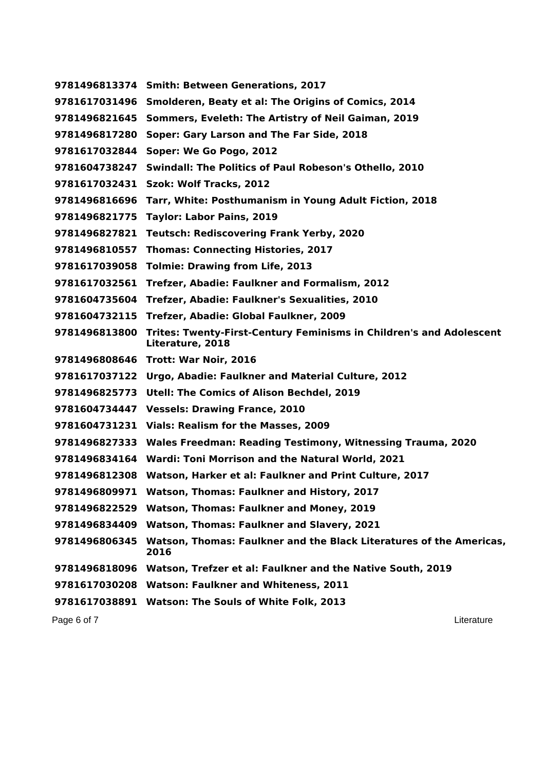**9781496813374 Smith: Between Generations, 2017**

**9781617031496 Smolderen, Beaty et al: The Origins of Comics, 2014**

**9781496821645 Sommers, Eveleth: The Artistry of Neil Gaiman, 2019**

**9781496817280 Soper: Gary Larson and The Far Side, 2018**

**9781617032844 Soper: We Go Pogo, 2012**

**9781604738247 Swindall: The Politics of Paul Robeson's Othello, 2010**

**9781617032431 Szok: Wolf Tracks, 2012**

**9781496816696 Tarr, White: Posthumanism in Young Adult Fiction, 2018**

**9781496821775 Taylor: Labor Pains, 2019**

**9781496827821 Teutsch: Rediscovering Frank Yerby, 2020**

**9781496810557 Thomas: Connecting Histories, 2017**

**9781617039058 Tolmie: Drawing from Life, 2013**

**9781617032561 Trefzer, Abadie: Faulkner and Formalism, 2012**

**9781604735604 Trefzer, Abadie: Faulkner's Sexualities, 2010**

**9781604732115 Trefzer, Abadie: Global Faulkner, 2009**

**9781496813800 Trites: Twenty-First-Century Feminisms in Children's and Adolescent Literature, 2018**

**9781496808646 Trott: War Noir, 2016**

**9781617037122 Urgo, Abadie: Faulkner and Material Culture, 2012**

**9781496825773 Utell: The Comics of Alison Bechdel, 2019**

**9781604734447 Vessels: Drawing France, 2010**

**9781604731231 Vials: Realism for the Masses, 2009**

**9781496827333 Wales Freedman: Reading Testimony, Witnessing Trauma, 2020**

**9781496834164 Wardi: Toni Morrison and the Natural World, 2021**

**9781496812308 Watson, Harker et al: Faulkner and Print Culture, 2017**

**9781496809971 Watson, Thomas: Faulkner and History, 2017**

**9781496822529 Watson, Thomas: Faulkner and Money, 2019**

**9781496834409 Watson, Thomas: Faulkner and Slavery, 2021**

**9781496806345 Watson, Thomas: Faulkner and the Black Literatures of the Americas, 2016**

**9781496818096 Watson, Trefzer et al: Faulkner and the Native South, 2019**

**9781617030208 Watson: Faulkner and Whiteness, 2011**

**9781617038891 Watson: The Souls of White Folk, 2013**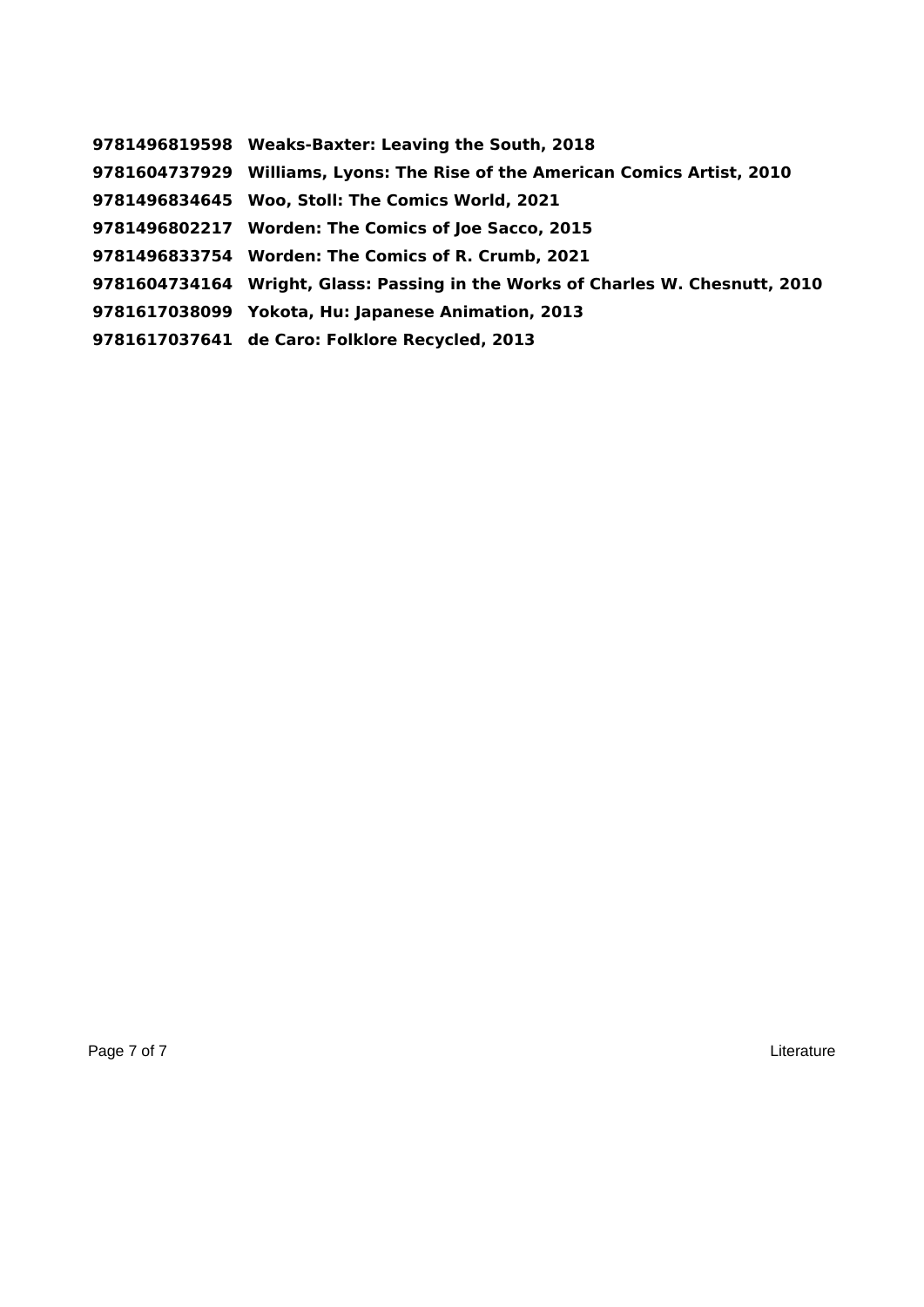**9781496819598 Weaks-Baxter: Leaving the South, 2018**

**9781604737929 Williams, Lyons: The Rise of the American Comics Artist, 2010**

**9781496834645 Woo, Stoll: The Comics World, 2021**

**9781496802217 Worden: The Comics of Joe Sacco, 2015**

**9781496833754 Worden: The Comics of R. Crumb, 2021**

**9781604734164 Wright, Glass: Passing in the Works of Charles W. Chesnutt, 2010**

**9781617038099 Yokota, Hu: Japanese Animation, 2013**

**9781617037641 de Caro: Folklore Recycled, 2013**